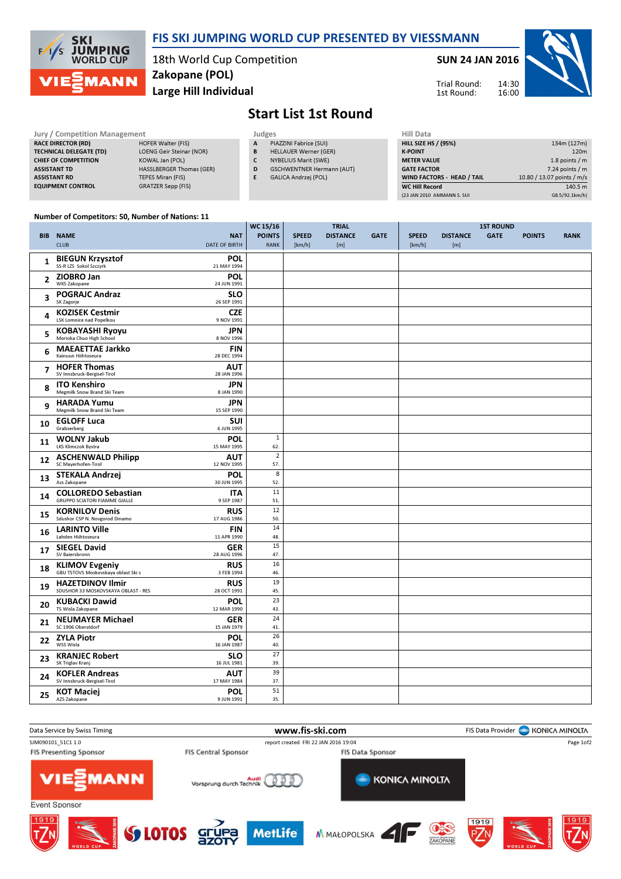# FIS SKI JUMPING WORLD CUP PRESENTED BY VIESSMANN

18th World Cup Competition
**Zakopane (POL)**
**Large Hill Individual**

**SUN 24 JAN 2016**

Trial Round: 14:30
1st Round: 16:00

## Start List 1st Round

| Jury / Competition Management | |
|---|---|
| RACE DIRECTOR (RD) | HOFER Walter (FIS) |
| TECHNICAL DELEGATE (TD) | LOENG Geir Steinar (NOR) |
| CHIEF OF COMPETITION | KOWAL Jan (POL) |
| ASSISTANT TD | HASSLBERGER Thomas (GER) |
| ASSISTANT RD | TEPES Miran (FIS) |
| EQUIPMENT CONTROL | GRATZER Sepp (FIS) |

| Judges | |
|---|---|
| A | PIAZZINI Fabrice (SUI) |
| B | HELLAUER Werner (GER) |
| C | NYBELIUS Marit (SWE) |
| D | GSCHWENTNER Hermann (AUT) |
| E | GALICA Andrzej (POL) |

| Hill Data | |
|---|---|
| HILL SIZE HS / (95%) | 134m (127m) |
| K-POINT | 120m |
| METER VALUE | 1.8 points / m |
| GATE FACTOR | 7.24 points / m |
| WIND FACTORS - HEAD / TAIL | 10.80 / 13.07 points / m/s |
| WC Hill Record | 140.5 m |
| (23 JAN 2010 AMMANN S. SUI | G8.5/92.1km/h) |

Number of Competitors: 50, Number of Nations: 11

| BIB | NAME / CLUB | NAT / DATE OF BIRTH | WC 15/16 POINTS / RANK | TRIAL SPEED [km/h] | TRIAL DISTANCE [m] | TRIAL GATE | 1ST ROUND SPEED [km/h] | 1ST ROUND DISTANCE [m] | 1ST ROUND GATE | POINTS | RANK |
|---|---|---|---|---|---|---|---|---|---|---|---|
| 1 | BIEGUN Krzysztof / SS-R LZS Sokol Szczyrk | POL / 21 MAY 1994 | | | | | | | | | |
| 2 | ZIOBRO Jan / WKS Zakopane | POL / 24 JUN 1991 | | | | | | | | | |
| 3 | POGRAJC Andraz / SK Zagorje | SLO / 26 SEP 1991 | | | | | | | | | |
| 4 | KOZISEK Cestmir / LSK Lomnice nad Popelkou | CZE / 9 NOV 1991 | | | | | | | | | |
| 5 | KOBAYASHI Ryoyu / Morioka Chuo High School | JPN / 8 NOV 1996 | | | | | | | | | |
| 6 | MAEAETTAE Jarkko / Kainuun Hiihtoseura | FIN / 28 DEC 1994 | | | | | | | | | |
| 7 | HOFER Thomas / SV Innsbruck-Bergisel-Tirol | AUT / 28 JAN 1996 | | | | | | | | | |
| 8 | ITO Kenshiro / Megmilk Snow Brand Ski Team | JPN / 8 JAN 1990 | | | | | | | | | |
| 9 | HARADA Yumu / Megmilk Snow Brand Ski Team | JPN / 15 SEP 1990 | | | | | | | | | |
| 10 | EGLOFF Luca / Grabserberg | SUI / 6 JUN 1995 | | | | | | | | | |
| 11 | WOLNY Jakub / LKS Klimczok Bystra | POL / 15 MAY 1995 | 1 / 62. | | | | | | | | |
| 12 | ASCHENWALD Philipp / SC Mayerhofen-Tirol | AUT / 12 NOV 1995 | 2 / 57. | | | | | | | | |
| 13 | STEKALA Andrzej / Azs Zakopane | POL / 30 JUN 1995 | 8 / 52. | | | | | | | | |
| 14 | COLLOREDO Sebastian / GRUPPO SCIATORI FIAMME GIALLE | ITA / 9 SEP 1987 | 11 / 51. | | | | | | | | |
| 15 | KORNILOV Denis / Sdushor CSP N. Novgorod Dinamo | RUS / 17 AUG 1986 | 12 / 50. | | | | | | | | |
| 16 | LARINTO Ville / Lahden Hiihtoseura | FIN / 11 APR 1990 | 14 / 48. | | | | | | | | |
| 17 | SIEGEL David / SV Baiersbronn | GER / 28 AUG 1996 | 15 / 47. | | | | | | | | |
| 18 | KLIMOV Evgeniy / GBU TSTOVS Moskovskaya oblast Ski s | RUS / 3 FEB 1994 | 16 / 46. | | | | | | | | |
| 19 | HAZETDINOV Ilmir / SDUSHOR 33 MOSKOVSKAYA OBLAST - RES | RUS / 28 OCT 1991 | 19 / 45. | | | | | | | | |
| 20 | KUBACKI Dawid / TS Wisla Zakopane | POL / 12 MAR 1990 | 23 / 43. | | | | | | | | |
| 21 | NEUMAYER Michael / SC 1906 Oberstdorf | GER / 15 JAN 1979 | 24 / 41. | | | | | | | | |
| 22 | ZYLA Piotr / WSS Wisla | POL / 16 JAN 1987 | 26 / 40. | | | | | | | | |
| 23 | KRANJEC Robert / SK Triglav Kranj | SLO / 16 JUL 1981 | 27 / 39. | | | | | | | | |
| 24 | KOFLER Andreas / SV Innsbruck-Bergisel-Tirol | AUT / 17 MAY 1984 | 39 / 37. | | | | | | | | |
| 25 | KOT Maciej / AZS Zakopane | POL / 9 JUN 1991 | 51 / 35. | | | | | | | | |

Data Service by Swiss Timing — www.fis-ski.com — FIS Data Provider KONICA MINOLTA

SJM090101_51C1 1.0 — report created FRI 22 JAN 2016 19:04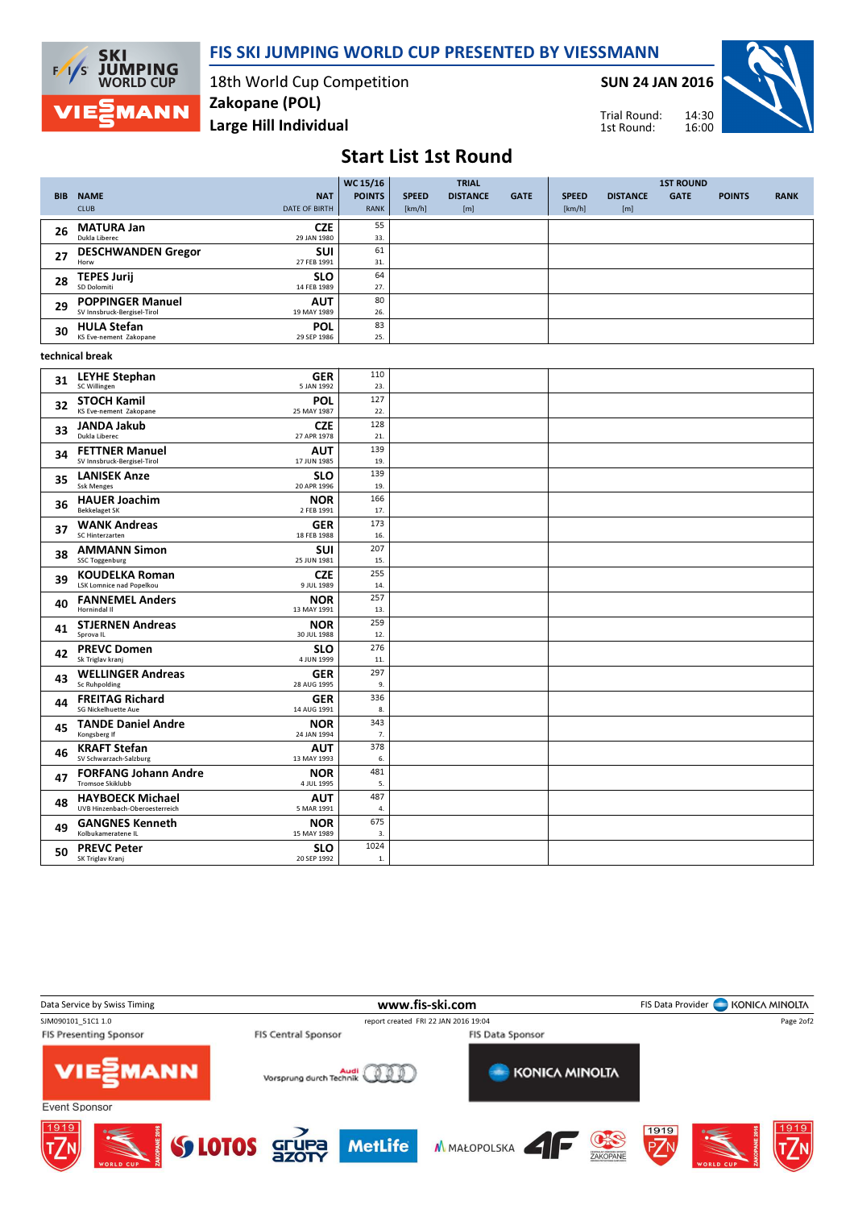# FIS SKI JUMPING WORLD CUP PRESENTED BY VIESSMANN

18th World Cup Competition
Zakopane (POL)
Large Hill Individual

SUN 24 JAN 2016

Trial Round: 14:30
1st Round: 16:00

## Start List 1st Round

| BIB | NAME<br>CLUB | NAT<br>DATE OF BIRTH | WC 15/16 POINTS<br>RANK | TRIAL SPEED [km/h] | TRIAL DISTANCE [m] | TRIAL GATE | 1ST ROUND SPEED [km/h] | 1ST ROUND DISTANCE [m] | 1ST ROUND GATE | POINTS | RANK |
|---|---|---|---|---|---|---|---|---|---|---|---|
| 26 | MATURA Jan<br>Dukla Liberec | CZE<br>29 JAN 1980 | 55<br>33. | | | | | | | | |
| 27 | DESCHWANDEN Gregor<br>Horw | SUI<br>27 FEB 1991 | 61<br>31. | | | | | | | | |
| 28 | TEPES Jurij<br>SD Dolomiti | SLO<br>14 FEB 1989 | 64<br>27. | | | | | | | | |
| 29 | POPPINGER Manuel<br>SV Innsbruck-Bergisel-Tirol | AUT<br>19 MAY 1989 | 80<br>26. | | | | | | | | |
| 30 | HULA Stefan<br>KS Eve-nement Zakopane | POL<br>29 SEP 1986 | 83<br>25. | | | | | | | | |
| technical break | | | | | | | | | | | |
| 31 | LEYHE Stephan<br>SC Willingen | GER<br>5 JAN 1992 | 110<br>23. | | | | | | | | |
| 32 | STOCH Kamil<br>KS Eve-nement Zakopane | POL<br>25 MAY 1987 | 127<br>22. | | | | | | | | |
| 33 | JANDA Jakub<br>Dukla Liberec | CZE<br>27 APR 1978 | 128<br>21. | | | | | | | | |
| 34 | FETTNER Manuel<br>SV Innsbruck-Bergisel-Tirol | AUT<br>17 JUN 1985 | 139<br>19. | | | | | | | | |
| 35 | LANISEK Anze<br>Ssk Menges | SLO<br>20 APR 1996 | 139<br>19. | | | | | | | | |
| 36 | HAUER Joachim<br>Bekkelaget SK | NOR<br>2 FEB 1991 | 166<br>17. | | | | | | | | |
| 37 | WANK Andreas<br>SC Hinterzarten | GER<br>18 FEB 1988 | 173<br>16. | | | | | | | | |
| 38 | AMMANN Simon<br>SSC Toggenburg | SUI<br>25 JUN 1981 | 207<br>15. | | | | | | | | |
| 39 | KOUDELKA Roman<br>LSK Lomnice nad Popelkou | CZE<br>9 JUL 1989 | 255<br>14. | | | | | | | | |
| 40 | FANNEMEL Anders<br>Hornindal Il | NOR<br>13 MAY 1991 | 257<br>13. | | | | | | | | |
| 41 | STJERNEN Andreas<br>Sprova IL | NOR<br>30 JUL 1988 | 259<br>12. | | | | | | | | |
| 42 | PREVC Domen<br>Sk Triglav kranj | SLO<br>4 JUN 1999 | 276<br>11. | | | | | | | | |
| 43 | WELLINGER Andreas<br>Sc Ruhpolding | GER<br>28 AUG 1995 | 297<br>9. | | | | | | | | |
| 44 | FREITAG Richard<br>SG Nickelhuette Aue | GER<br>14 AUG 1991 | 336<br>8. | | | | | | | | |
| 45 | TANDE Daniel Andre<br>Kongsberg If | NOR<br>24 JAN 1994 | 343<br>7. | | | | | | | | |
| 46 | KRAFT Stefan<br>SV Schwarzach-Salzburg | AUT<br>13 MAY 1993 | 378<br>6. | | | | | | | | |
| 47 | FORFANG Johann Andre<br>Tromsoe Skiklubb | NOR<br>4 JUL 1995 | 481<br>5. | | | | | | | | |
| 48 | HAYBOECK Michael<br>UVB Hinzenbach-Oberoesterreich | AUT<br>5 MAR 1991 | 487<br>4. | | | | | | | | |
| 49 | GANGNES Kenneth<br>Kolbukameratene IL | NOR<br>15 MAY 1989 | 675<br>3. | | | | | | | | |
| 50 | PREVC Peter<br>SK Triglav Kranj | SLO<br>20 SEP 1992 | 1024<br>1. | | | | | | | | |

Data Service by Swiss Timing — www.fis-ski.com — FIS Data Provider KONICA MINOLTA

SJM090101_51C1 1.0 — report created FRI 22 JAN 2016 19:04

FIS Presenting Sponsor — FIS Central Sponsor — FIS Data Sponsor

Event Sponsor